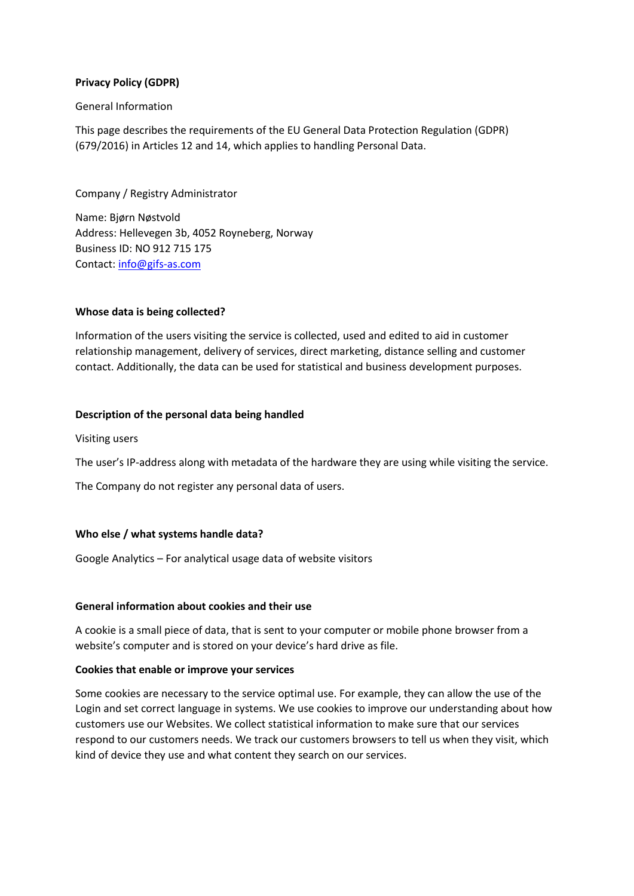**Privacy Policy (GDPR)**

General Information

This page describes the requirements of the EU General Data Protection Regulation (GDPR) (679/2016) in Articles 12 and 14, which applies to handling Personal Data.

Company / Registry Administrator

Name: Bjørn Nøstvold
Address: Hellevegen 3b, 4052 Royneberg, Norway
Business ID: NO 912 715 175
Contact: info@gifs-as.com

**Whose data is being collected?**

Information of the users visiting the service is collected, used and edited to aid in customer relationship management, delivery of services, direct marketing, distance selling and customer contact. Additionally, the data can be used for statistical and business development purposes.

**Description of the personal data being handled**

Visiting users

The user's IP-address along with metadata of the hardware they are using while visiting the service.

The Company do not register any personal data of users.

**Who else / what systems handle data?**

Google Analytics – For analytical usage data of website visitors

**General information about cookies and their use**

A cookie is a small piece of data, that is sent to your computer or mobile phone browser from a website's computer and is stored on your device's hard drive as file.

**Cookies that enable or improve your services**

Some cookies are necessary to the service optimal use. For example, they can allow the use of the Login and set correct language in systems. We use cookies to improve our understanding about how customers use our Websites. We collect statistical information to make sure that our services respond to our customers needs. We track our customers browsers to tell us when they visit, which kind of device they use and what content they search on our services.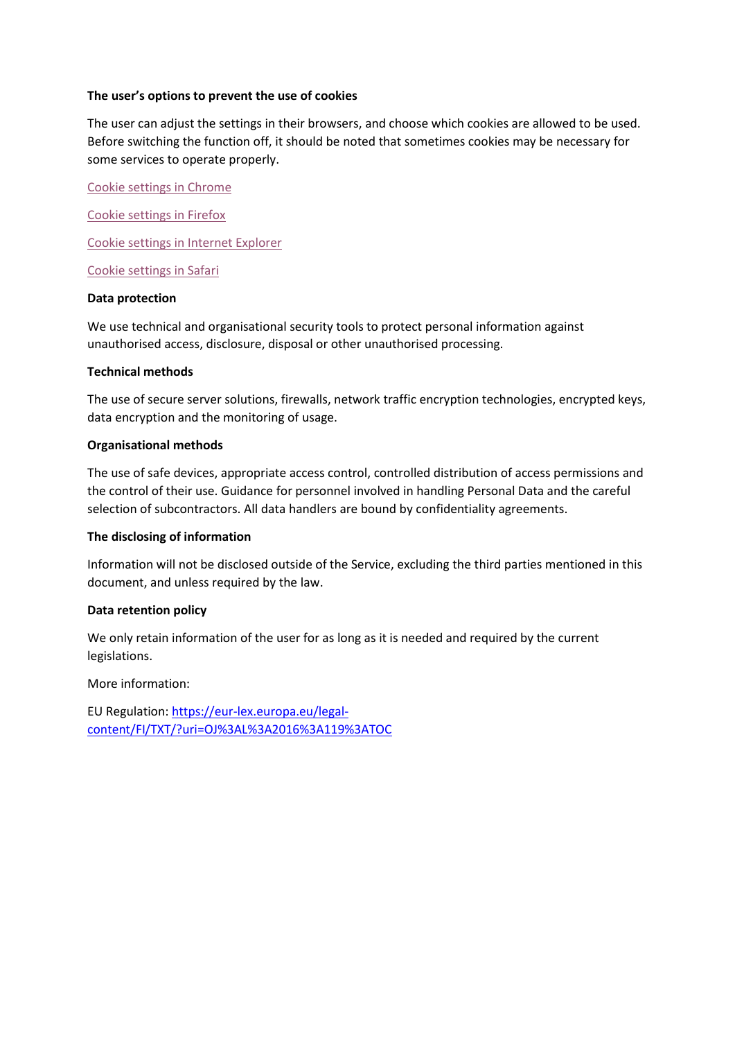**The user's options to prevent the use of cookies**

The user can adjust the settings in their browsers, and choose which cookies are allowed to be used. Before switching the function off, it should be noted that sometimes cookies may be necessary for some services to operate properly.

Cookie settings in Chrome

Cookie settings in Firefox

Cookie settings in Internet Explorer

Cookie settings in Safari

**Data protection**

We use technical and organisational security tools to protect personal information against unauthorised access, disclosure, disposal or other unauthorised processing.

**Technical methods**

The use of secure server solutions, firewalls, network traffic encryption technologies, encrypted keys, data encryption and the monitoring of usage.

**Organisational methods**

The use of safe devices, appropriate access control, controlled distribution of access permissions and the control of their use. Guidance for personnel involved in handling Personal Data and the careful selection of subcontractors. All data handlers are bound by confidentiality agreements.

**The disclosing of information**

Information will not be disclosed outside of the Service, excluding the third parties mentioned in this document, and unless required by the law.

**Data retention policy**

We only retain information of the user for as long as it is needed and required by the current legislations.

More information:

EU Regulation: https://eur-lex.europa.eu/legal-content/FI/TXT/?uri=OJ%3AL%3A2016%3A119%3ATOC